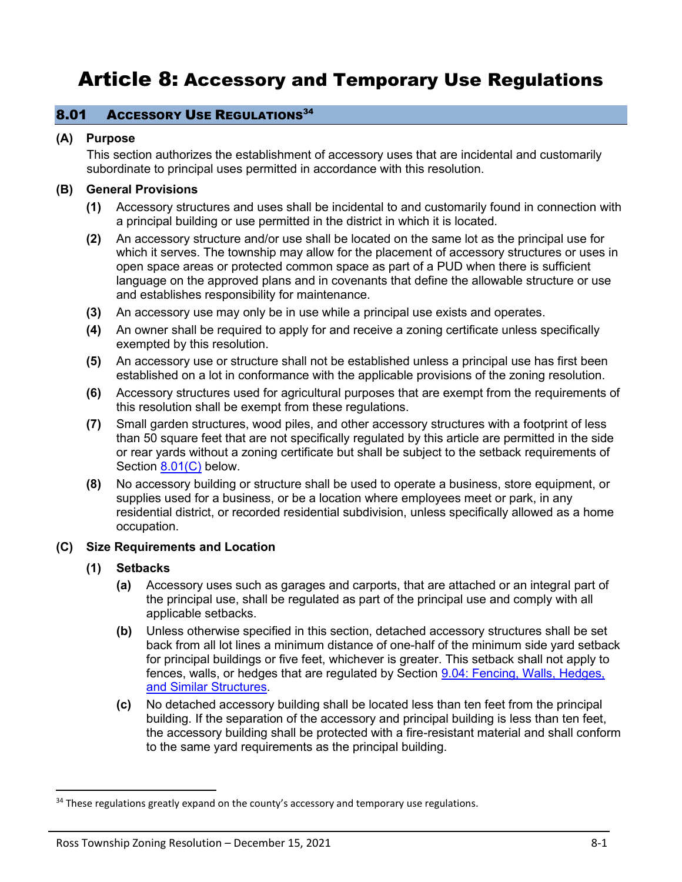# Article 8: Accessory and Temporary Use Regulations

## 8.01 Accessory Use Regulations[34]

**(A) Purpose**

This section authorizes the establishment of accessory uses that are incidental and customarily subordinate to principal uses permitted in accordance with this resolution.

**(B) General Provisions**

**(1)** Accessory structures and uses shall be incidental to and customarily found in connection with a principal building or use permitted in the district in which it is located.

**(2)** An accessory structure and/or use shall be located on the same lot as the principal use for which it serves. The township may allow for the placement of accessory structures or uses in open space areas or protected common space as part of a PUD when there is sufficient language on the approved plans and in covenants that define the allowable structure or use and establishes responsibility for maintenance.

**(3)** An accessory use may only be in use while a principal use exists and operates.

**(4)** An owner shall be required to apply for and receive a zoning certificate unless specifically exempted by this resolution.

**(5)** An accessory use or structure shall not be established unless a principal use has first been established on a lot in conformance with the applicable provisions of the zoning resolution.

**(6)** Accessory structures used for agricultural purposes that are exempt from the requirements of this resolution shall be exempt from these regulations.

**(7)** Small garden structures, wood piles, and other accessory structures with a footprint of less than 50 square feet that are not specifically regulated by this article are permitted in the side or rear yards without a zoning certificate but shall be subject to the setback requirements of Section 8.01(C) below.

**(8)** No accessory building or structure shall be used to operate a business, store equipment, or supplies used for a business, or be a location where employees meet or park, in any residential district, or recorded residential subdivision, unless specifically allowed as a home occupation.

**(C) Size Requirements and Location**

**(1) Setbacks**

**(a)** Accessory uses such as garages and carports, that are attached or an integral part of the principal use, shall be regulated as part of the principal use and comply with all applicable setbacks.

**(b)** Unless otherwise specified in this section, detached accessory structures shall be set back from all lot lines a minimum distance of one-half of the minimum side yard setback for principal buildings or five feet, whichever is greater. This setback shall not apply to fences, walls, or hedges that are regulated by Section 9.04: Fencing, Walls, Hedges, and Similar Structures.

**(c)** No detached accessory building shall be located less than ten feet from the principal building. If the separation of the accessory and principal building is less than ten feet, the accessory building shall be protected with a fire-resistant material and shall conform to the same yard requirements as the principal building.

[34] These regulations greatly expand on the county's accessory and temporary use regulations.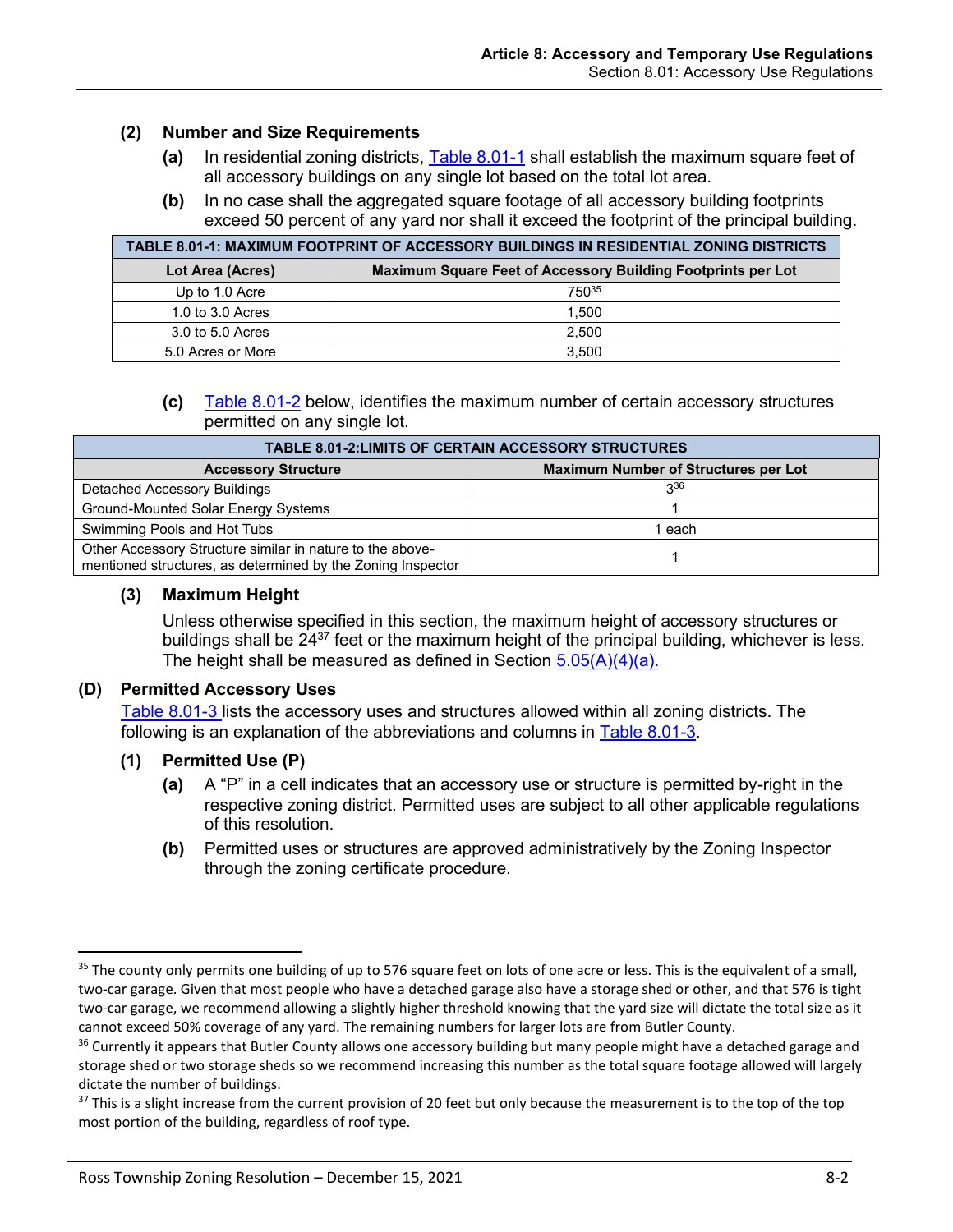### (2) Number and Size Requirements

**(a)** In residential zoning districts, Table 8.01-1 shall establish the maximum square feet of all accessory buildings on any single lot based on the total lot area.

**(b)** In no case shall the aggregated square footage of all accessory building footprints exceed 50 percent of any yard nor shall it exceed the footprint of the principal building.

| TABLE 8.01-1: MAXIMUM FOOTPRINT OF ACCESSORY BUILDINGS IN RESIDENTIAL ZONING DISTRICTS | |
|---|---|
| **Lot Area (Acres)** | **Maximum Square Feet of Accessory Building Footprints per Lot** |
| Up to 1.0 Acre | 750[35] |
| 1.0 to 3.0 Acres | 1,500 |
| 3.0 to 5.0 Acres | 2,500 |
| 5.0 Acres or More | 3,500 |

**(c)** Table 8.01-2 below, identifies the maximum number of certain accessory structures permitted on any single lot.

| TABLE 8.01-2:LIMITS OF CERTAIN ACCESSORY STRUCTURES | |
|---|---|
| **Accessory Structure** | **Maximum Number of Structures per Lot** |
| Detached Accessory Buildings | 3[36] |
| Ground-Mounted Solar Energy Systems | 1 |
| Swimming Pools and Hot Tubs | 1 each |
| Other Accessory Structure similar in nature to the above-mentioned structures, as determined by the Zoning Inspector | 1 |

### (3) Maximum Height

Unless otherwise specified in this section, the maximum height of accessory structures or buildings shall be 24[37] feet or the maximum height of the principal building, whichever is less. The height shall be measured as defined in Section 5.05(A)(4)(a).

## (D) Permitted Accessory Uses

Table 8.01-3 lists the accessory uses and structures allowed within all zoning districts. The following is an explanation of the abbreviations and columns in Table 8.01-3.

### (1) Permitted Use (P)

**(a)** A "P" in a cell indicates that an accessory use or structure is permitted by-right in the respective zoning district. Permitted uses are subject to all other applicable regulations of this resolution.

**(b)** Permitted uses or structures are approved administratively by the Zoning Inspector through the zoning certificate procedure.

---

[35] The county only permits one building of up to 576 square feet on lots of one acre or less. This is the equivalent of a small, two-car garage. Given that most people who have a detached garage also have a storage shed or other, and that 576 is tight two-car garage, we recommend allowing a slightly higher threshold knowing that the yard size will dictate the total size as it cannot exceed 50% coverage of any yard. The remaining numbers for larger lots are from Butler County.

[36] Currently it appears that Butler County allows one accessory building but many people might have a detached garage and storage shed or two storage sheds so we recommend increasing this number as the total square footage allowed will largely dictate the number of buildings.

[37] This is a slight increase from the current provision of 20 feet but only because the measurement is to the top of the top most portion of the building, regardless of roof type.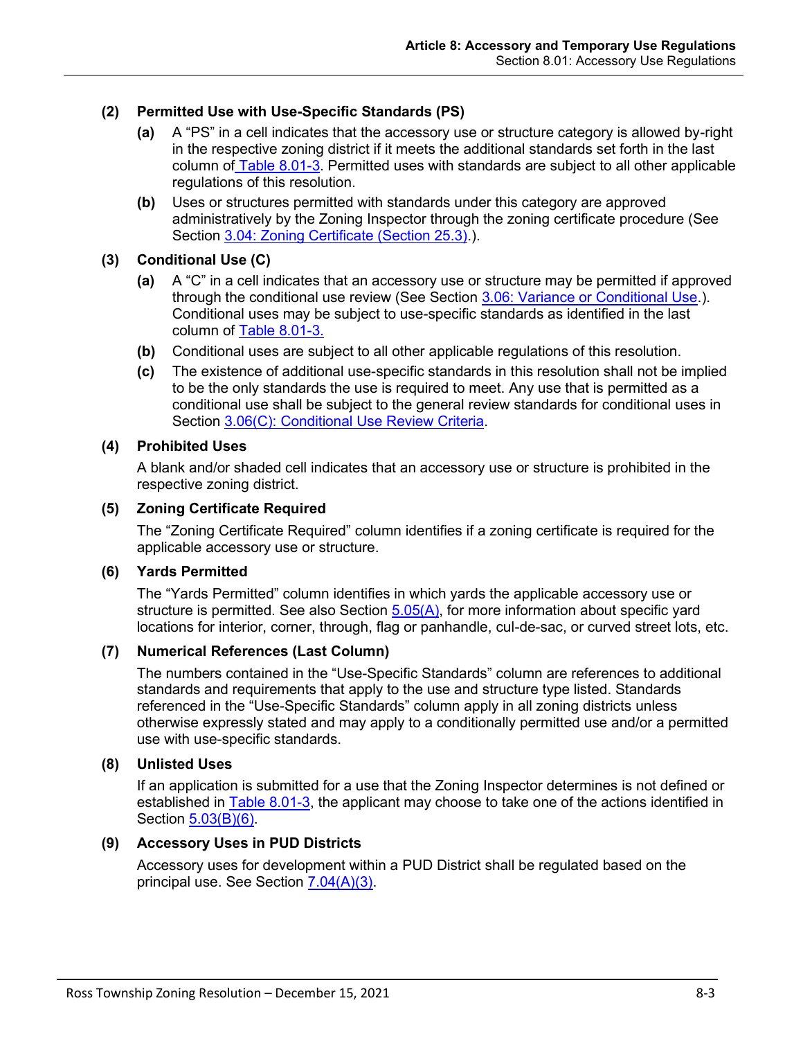**(2) Permitted Use with Use-Specific Standards (PS)**

**(a)** A "PS" in a cell indicates that the accessory use or structure category is allowed by-right in the respective zoning district if it meets the additional standards set forth in the last column of Table 8.01-3. Permitted uses with standards are subject to all other applicable regulations of this resolution.

**(b)** Uses or structures permitted with standards under this category are approved administratively by the Zoning Inspector through the zoning certificate procedure (See Section 3.04: Zoning Certificate (Section 25.3).).

**(3) Conditional Use (C)**

**(a)** A "C" in a cell indicates that an accessory use or structure may be permitted if approved through the conditional use review (See Section 3.06: Variance or Conditional Use.). Conditional uses may be subject to use-specific standards as identified in the last column of Table 8.01-3.

**(b)** Conditional uses are subject to all other applicable regulations of this resolution.

**(c)** The existence of additional use-specific standards in this resolution shall not be implied to be the only standards the use is required to meet. Any use that is permitted as a conditional use shall be subject to the general review standards for conditional uses in Section 3.06(C): Conditional Use Review Criteria.

**(4) Prohibited Uses**

A blank and/or shaded cell indicates that an accessory use or structure is prohibited in the respective zoning district.

**(5) Zoning Certificate Required**

The "Zoning Certificate Required" column identifies if a zoning certificate is required for the applicable accessory use or structure.

**(6) Yards Permitted**

The "Yards Permitted" column identifies in which yards the applicable accessory use or structure is permitted. See also Section 5.05(A), for more information about specific yard locations for interior, corner, through, flag or panhandle, cul-de-sac, or curved street lots, etc.

**(7) Numerical References (Last Column)**

The numbers contained in the "Use-Specific Standards" column are references to additional standards and requirements that apply to the use and structure type listed. Standards referenced in the "Use-Specific Standards" column apply in all zoning districts unless otherwise expressly stated and may apply to a conditionally permitted use and/or a permitted use with use-specific standards.

**(8) Unlisted Uses**

If an application is submitted for a use that the Zoning Inspector determines is not defined or established in Table 8.01-3, the applicant may choose to take one of the actions identified in Section 5.03(B)(6).

**(9) Accessory Uses in PUD Districts**

Accessory uses for development within a PUD District shall be regulated based on the principal use. See Section 7.04(A)(3).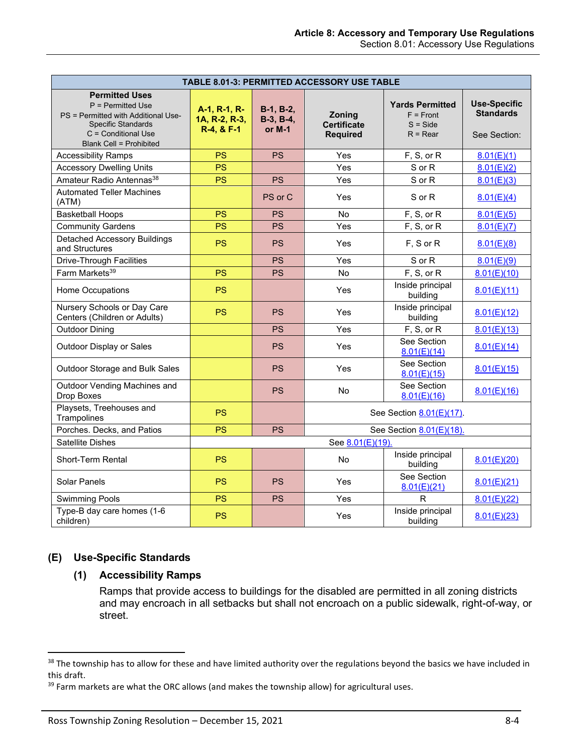| TABLE 8.01-3: PERMITTED ACCESSORY USE TABLE | | | | | |
|---|---|---|---|---|---|
| **Permitted Uses**<br>P = Permitted Use<br>PS = Permitted with Additional Use-Specific Standards<br>C = Conditional Use<br>Blank Cell = Prohibited | **A-1, R-1, R-1A, R-2, R-3, R-4, & F-1** | **B-1, B-2, B-3, B-4, or M-1** | **Zoning Certificate Required** | **Yards Permitted**<br>F = Front<br>S = Side<br>R = Rear | **Use-Specific Standards**<br>See Section: |
| Accessibility Ramps | PS | PS | Yes | F, S, or R | 8.01(E)(1) |
| Accessory Dwelling Units | PS | | Yes | S or R | 8.01(E)(2) |
| Amateur Radio Antennas[38] | PS | PS | Yes | S or R | 8.01(E)(3) |
| Automated Teller Machines (ATM) | | PS or C | Yes | S or R | 8.01(E)(4) |
| Basketball Hoops | PS | PS | No | F, S, or R | 8.01(E)(5) |
| Community Gardens | PS | PS | Yes | F, S, or R | 8.01(E)(7) |
| Detached Accessory Buildings and Structures | PS | PS | Yes | F, S or R | 8.01(E)(8) |
| Drive-Through Facilities | | PS | Yes | S or R | 8.01(E)(9) |
| Farm Markets[39] | PS | PS | No | F, S, or R | 8.01(E)(10) |
| Home Occupations | PS | | Yes | Inside principal building | 8.01(E)(11) |
| Nursery Schools or Day Care Centers (Children or Adults) | PS | PS | Yes | Inside principal building | 8.01(E)(12) |
| Outdoor Dining | | PS | Yes | F, S, or R | 8.01(E)(13) |
| Outdoor Display or Sales | | PS | Yes | See Section 8.01(E)(14) | 8.01(E)(14) |
| Outdoor Storage and Bulk Sales | | PS | Yes | See Section 8.01(E)(15) | 8.01(E)(15) |
| Outdoor Vending Machines and Drop Boxes | | PS | No | See Section 8.01(E)(16) | 8.01(E)(16) |
| Playsets, Treehouses and Trampolines | PS | | See Section 8.01(E)(17). | | |
| Porches. Decks, and Patios | PS | PS | See Section 8.01(E)(18). | | |
| Satellite Dishes | See 8.01(E)(19). | | | | |
| Short-Term Rental | PS | | No | Inside principal building | 8.01(E)(20) |
| Solar Panels | PS | PS | Yes | See Section 8.01(E)(21) | 8.01(E)(21) |
| Swimming Pools | PS | PS | Yes | R | 8.01(E)(22) |
| Type-B day care homes (1-6 children) | PS | | Yes | Inside principal building | 8.01(E)(23) |

## (E) Use-Specific Standards

### (1) Accessibility Ramps

Ramps that provide access to buildings for the disabled are permitted in all zoning districts and may encroach in all setbacks but shall not encroach on a public sidewalk, right-of-way, or street.

[38] The township has to allow for these and have limited authority over the regulations beyond the basics we have included in this draft.

[39] Farm markets are what the ORC allows (and makes the township allow) for agricultural uses.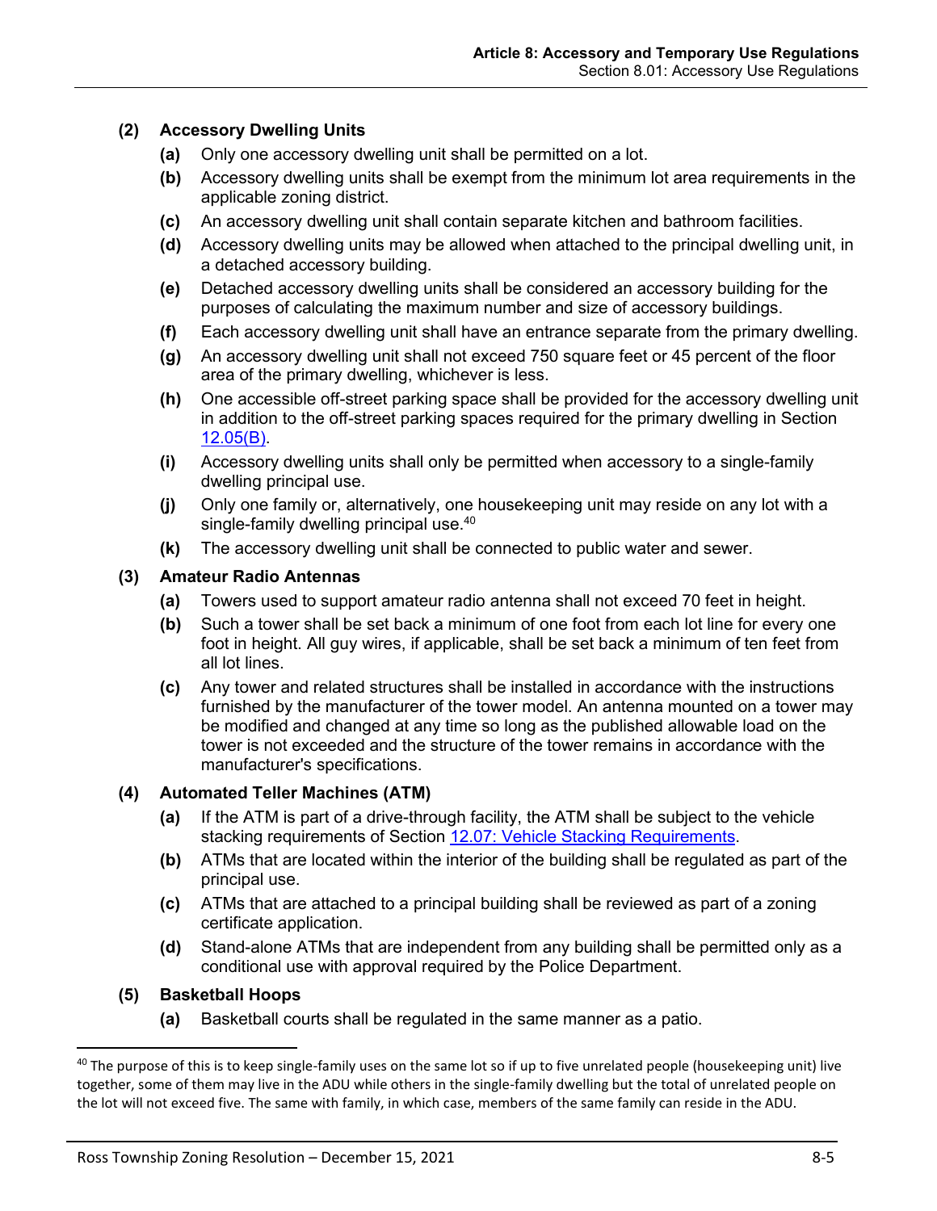**(2) Accessory Dwelling Units**

- **(a)** Only one accessory dwelling unit shall be permitted on a lot.
- **(b)** Accessory dwelling units shall be exempt from the minimum lot area requirements in the applicable zoning district.
- **(c)** An accessory dwelling unit shall contain separate kitchen and bathroom facilities.
- **(d)** Accessory dwelling units may be allowed when attached to the principal dwelling unit, in a detached accessory building.
- **(e)** Detached accessory dwelling units shall be considered an accessory building for the purposes of calculating the maximum number and size of accessory buildings.
- **(f)** Each accessory dwelling unit shall have an entrance separate from the primary dwelling.
- **(g)** An accessory dwelling unit shall not exceed 750 square feet or 45 percent of the floor area of the primary dwelling, whichever is less.
- **(h)** One accessible off-street parking space shall be provided for the accessory dwelling unit in addition to the off-street parking spaces required for the primary dwelling in Section 12.05(B).
- **(i)** Accessory dwelling units shall only be permitted when accessory to a single-family dwelling principal use.
- **(j)** Only one family or, alternatively, one housekeeping unit may reside on any lot with a single-family dwelling principal use.[40]
- **(k)** The accessory dwelling unit shall be connected to public water and sewer.

**(3) Amateur Radio Antennas**

- **(a)** Towers used to support amateur radio antenna shall not exceed 70 feet in height.
- **(b)** Such a tower shall be set back a minimum of one foot from each lot line for every one foot in height. All guy wires, if applicable, shall be set back a minimum of ten feet from all lot lines.
- **(c)** Any tower and related structures shall be installed in accordance with the instructions furnished by the manufacturer of the tower model. An antenna mounted on a tower may be modified and changed at any time so long as the published allowable load on the tower is not exceeded and the structure of the tower remains in accordance with the manufacturer's specifications.

**(4) Automated Teller Machines (ATM)**

- **(a)** If the ATM is part of a drive-through facility, the ATM shall be subject to the vehicle stacking requirements of Section 12.07: Vehicle Stacking Requirements.
- **(b)** ATMs that are located within the interior of the building shall be regulated as part of the principal use.
- **(c)** ATMs that are attached to a principal building shall be reviewed as part of a zoning certificate application.
- **(d)** Stand-alone ATMs that are independent from any building shall be permitted only as a conditional use with approval required by the Police Department.

**(5) Basketball Hoops**

- **(a)** Basketball courts shall be regulated in the same manner as a patio.

---

[40] The purpose of this is to keep single-family uses on the same lot so if up to five unrelated people (housekeeping unit) live together, some of them may live in the ADU while others in the single-family dwelling but the total of unrelated people on the lot will not exceed five. The same with family, in which case, members of the same family can reside in the ADU.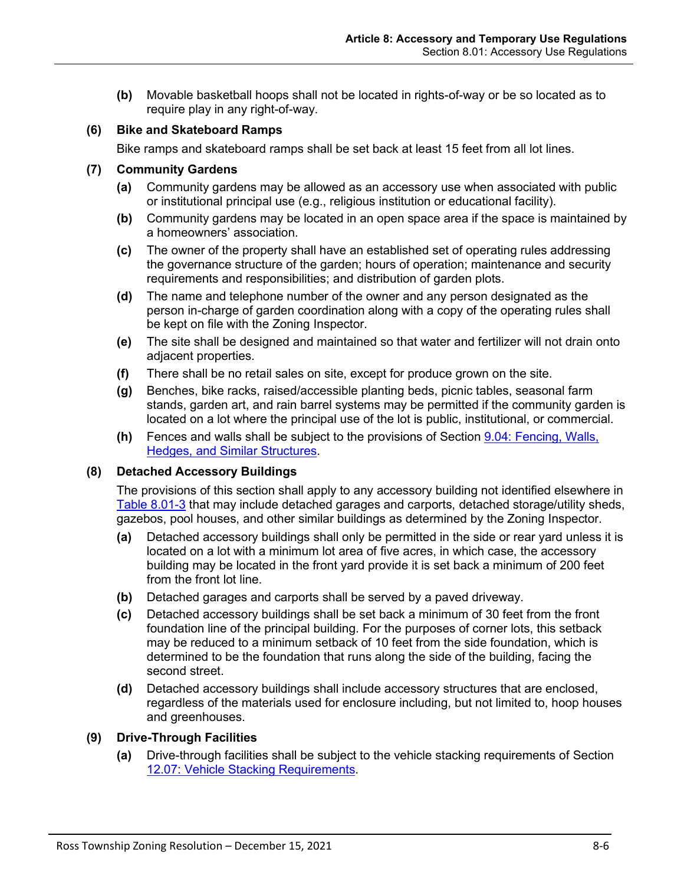**(b)** Movable basketball hoops shall not be located in rights-of-way or be so located as to require play in any right-of-way.

**(6) Bike and Skateboard Ramps**

Bike ramps and skateboard ramps shall be set back at least 15 feet from all lot lines.

**(7) Community Gardens**

**(a)** Community gardens may be allowed as an accessory use when associated with public or institutional principal use (e.g., religious institution or educational facility).

**(b)** Community gardens may be located in an open space area if the space is maintained by a homeowners' association.

**(c)** The owner of the property shall have an established set of operating rules addressing the governance structure of the garden; hours of operation; maintenance and security requirements and responsibilities; and distribution of garden plots.

**(d)** The name and telephone number of the owner and any person designated as the person in-charge of garden coordination along with a copy of the operating rules shall be kept on file with the Zoning Inspector.

**(e)** The site shall be designed and maintained so that water and fertilizer will not drain onto adjacent properties.

**(f)** There shall be no retail sales on site, except for produce grown on the site.

**(g)** Benches, bike racks, raised/accessible planting beds, picnic tables, seasonal farm stands, garden art, and rain barrel systems may be permitted if the community garden is located on a lot where the principal use of the lot is public, institutional, or commercial.

**(h)** Fences and walls shall be subject to the provisions of Section 9.04: Fencing, Walls, Hedges, and Similar Structures.

**(8) Detached Accessory Buildings**

The provisions of this section shall apply to any accessory building not identified elsewhere in Table 8.01-3 that may include detached garages and carports, detached storage/utility sheds, gazebos, pool houses, and other similar buildings as determined by the Zoning Inspector.

**(a)** Detached accessory buildings shall only be permitted in the side or rear yard unless it is located on a lot with a minimum lot area of five acres, in which case, the accessory building may be located in the front yard provide it is set back a minimum of 200 feet from the front lot line.

**(b)** Detached garages and carports shall be served by a paved driveway.

**(c)** Detached accessory buildings shall be set back a minimum of 30 feet from the front foundation line of the principal building. For the purposes of corner lots, this setback may be reduced to a minimum setback of 10 feet from the side foundation, which is determined to be the foundation that runs along the side of the building, facing the second street.

**(d)** Detached accessory buildings shall include accessory structures that are enclosed, regardless of the materials used for enclosure including, but not limited to, hoop houses and greenhouses.

**(9) Drive-Through Facilities**

**(a)** Drive-through facilities shall be subject to the vehicle stacking requirements of Section 12.07: Vehicle Stacking Requirements.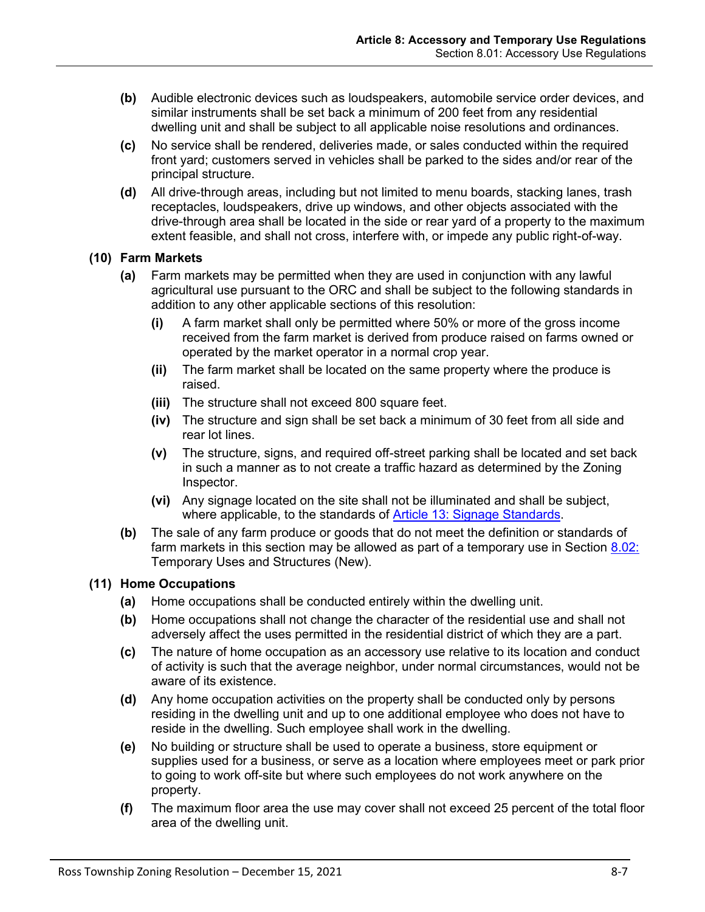- **(b)** Audible electronic devices such as loudspeakers, automobile service order devices, and similar instruments shall be set back a minimum of 200 feet from any residential dwelling unit and shall be subject to all applicable noise resolutions and ordinances.
- **(c)** No service shall be rendered, deliveries made, or sales conducted within the required front yard; customers served in vehicles shall be parked to the sides and/or rear of the principal structure.
- **(d)** All drive-through areas, including but not limited to menu boards, stacking lanes, trash receptacles, loudspeakers, drive up windows, and other objects associated with the drive-through area shall be located in the side or rear yard of a property to the maximum extent feasible, and shall not cross, interfere with, or impede any public right-of-way.

**(10) Farm Markets**

- **(a)** Farm markets may be permitted when they are used in conjunction with any lawful agricultural use pursuant to the ORC and shall be subject to the following standards in addition to any other applicable sections of this resolution:
  - **(i)** A farm market shall only be permitted where 50% or more of the gross income received from the farm market is derived from produce raised on farms owned or operated by the market operator in a normal crop year.
  - **(ii)** The farm market shall be located on the same property where the produce is raised.
  - **(iii)** The structure shall not exceed 800 square feet.
  - **(iv)** The structure and sign shall be set back a minimum of 30 feet from all side and rear lot lines.
  - **(v)** The structure, signs, and required off-street parking shall be located and set back in such a manner as to not create a traffic hazard as determined by the Zoning Inspector.
  - **(vi)** Any signage located on the site shall not be illuminated and shall be subject, where applicable, to the standards of Article 13: Signage Standards.
- **(b)** The sale of any farm produce or goods that do not meet the definition or standards of farm markets in this section may be allowed as part of a temporary use in Section 8.02: Temporary Uses and Structures (New).

**(11) Home Occupations**

- **(a)** Home occupations shall be conducted entirely within the dwelling unit.
- **(b)** Home occupations shall not change the character of the residential use and shall not adversely affect the uses permitted in the residential district of which they are a part.
- **(c)** The nature of home occupation as an accessory use relative to its location and conduct of activity is such that the average neighbor, under normal circumstances, would not be aware of its existence.
- **(d)** Any home occupation activities on the property shall be conducted only by persons residing in the dwelling unit and up to one additional employee who does not have to reside in the dwelling. Such employee shall work in the dwelling.
- **(e)** No building or structure shall be used to operate a business, store equipment or supplies used for a business, or serve as a location where employees meet or park prior to going to work off-site but where such employees do not work anywhere on the property.
- **(f)** The maximum floor area the use may cover shall not exceed 25 percent of the total floor area of the dwelling unit.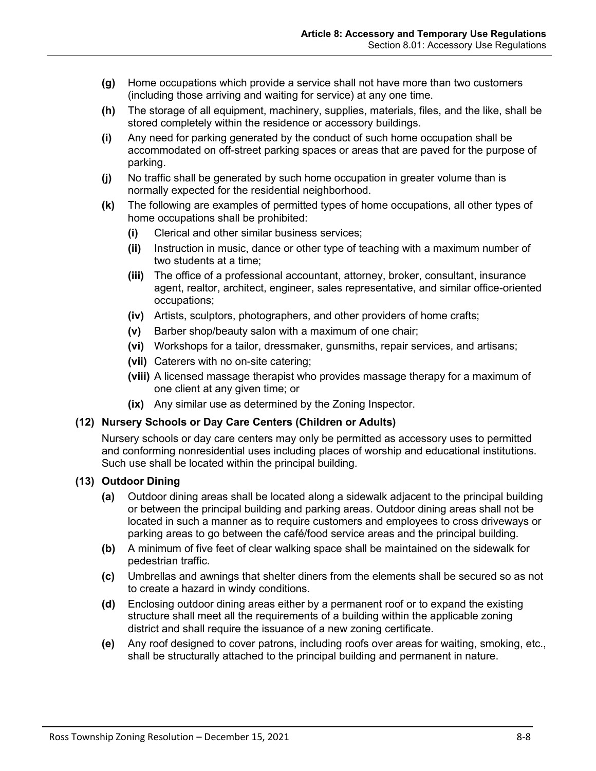**(g)** Home occupations which provide a service shall not have more than two customers (including those arriving and waiting for service) at any one time.

**(h)** The storage of all equipment, machinery, supplies, materials, files, and the like, shall be stored completely within the residence or accessory buildings.

**(i)** Any need for parking generated by the conduct of such home occupation shall be accommodated on off-street parking spaces or areas that are paved for the purpose of parking.

**(j)** No traffic shall be generated by such home occupation in greater volume than is normally expected for the residential neighborhood.

**(k)** The following are examples of permitted types of home occupations, all other types of home occupations shall be prohibited:

- **(i)** Clerical and other similar business services;
- **(ii)** Instruction in music, dance or other type of teaching with a maximum number of two students at a time;
- **(iii)** The office of a professional accountant, attorney, broker, consultant, insurance agent, realtor, architect, engineer, sales representative, and similar office-oriented occupations;
- **(iv)** Artists, sculptors, photographers, and other providers of home crafts;
- **(v)** Barber shop/beauty salon with a maximum of one chair;
- **(vi)** Workshops for a tailor, dressmaker, gunsmiths, repair services, and artisans;
- **(vii)** Caterers with no on-site catering;
- **(viii)** A licensed massage therapist who provides massage therapy for a maximum of one client at any given time; or
- **(ix)** Any similar use as determined by the Zoning Inspector.

### (12) Nursery Schools or Day Care Centers (Children or Adults)

Nursery schools or day care centers may only be permitted as accessory uses to permitted and conforming nonresidential uses including places of worship and educational institutions. Such use shall be located within the principal building.

### (13) Outdoor Dining

**(a)** Outdoor dining areas shall be located along a sidewalk adjacent to the principal building or between the principal building and parking areas. Outdoor dining areas shall not be located in such a manner as to require customers and employees to cross driveways or parking areas to go between the café/food service areas and the principal building.

**(b)** A minimum of five feet of clear walking space shall be maintained on the sidewalk for pedestrian traffic.

**(c)** Umbrellas and awnings that shelter diners from the elements shall be secured so as not to create a hazard in windy conditions.

**(d)** Enclosing outdoor dining areas either by a permanent roof or to expand the existing structure shall meet all the requirements of a building within the applicable zoning district and shall require the issuance of a new zoning certificate.

**(e)** Any roof designed to cover patrons, including roofs over areas for waiting, smoking, etc., shall be structurally attached to the principal building and permanent in nature.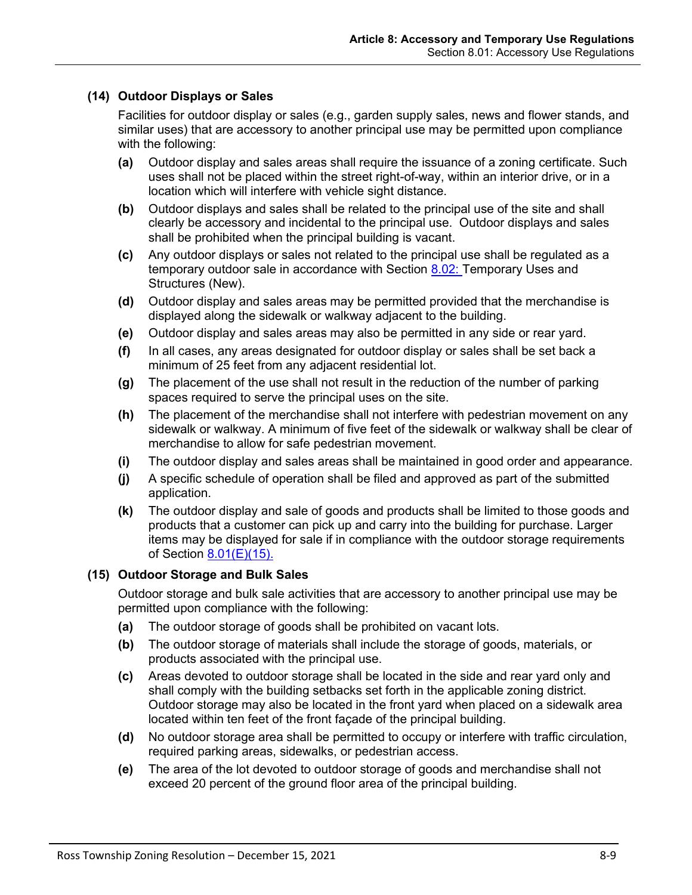### (14) Outdoor Displays or Sales

Facilities for outdoor display or sales (e.g., garden supply sales, news and flower stands, and similar uses) that are accessory to another principal use may be permitted upon compliance with the following:

- **(a)** Outdoor display and sales areas shall require the issuance of a zoning certificate. Such uses shall not be placed within the street right-of-way, within an interior drive, or in a location which will interfere with vehicle sight distance.
- **(b)** Outdoor displays and sales shall be related to the principal use of the site and shall clearly be accessory and incidental to the principal use. Outdoor displays and sales shall be prohibited when the principal building is vacant.
- **(c)** Any outdoor displays or sales not related to the principal use shall be regulated as a temporary outdoor sale in accordance with Section 8.02: Temporary Uses and Structures (New).
- **(d)** Outdoor display and sales areas may be permitted provided that the merchandise is displayed along the sidewalk or walkway adjacent to the building.
- **(e)** Outdoor display and sales areas may also be permitted in any side or rear yard.
- **(f)** In all cases, any areas designated for outdoor display or sales shall be set back a minimum of 25 feet from any adjacent residential lot.
- **(g)** The placement of the use shall not result in the reduction of the number of parking spaces required to serve the principal uses on the site.
- **(h)** The placement of the merchandise shall not interfere with pedestrian movement on any sidewalk or walkway. A minimum of five feet of the sidewalk or walkway shall be clear of merchandise to allow for safe pedestrian movement.
- **(i)** The outdoor display and sales areas shall be maintained in good order and appearance.
- **(j)** A specific schedule of operation shall be filed and approved as part of the submitted application.
- **(k)** The outdoor display and sale of goods and products shall be limited to those goods and products that a customer can pick up and carry into the building for purchase. Larger items may be displayed for sale if in compliance with the outdoor storage requirements of Section 8.01(E)(15).

### (15) Outdoor Storage and Bulk Sales

Outdoor storage and bulk sale activities that are accessory to another principal use may be permitted upon compliance with the following:

- **(a)** The outdoor storage of goods shall be prohibited on vacant lots.
- **(b)** The outdoor storage of materials shall include the storage of goods, materials, or products associated with the principal use.
- **(c)** Areas devoted to outdoor storage shall be located in the side and rear yard only and shall comply with the building setbacks set forth in the applicable zoning district. Outdoor storage may also be located in the front yard when placed on a sidewalk area located within ten feet of the front façade of the principal building.
- **(d)** No outdoor storage area shall be permitted to occupy or interfere with traffic circulation, required parking areas, sidewalks, or pedestrian access.
- **(e)** The area of the lot devoted to outdoor storage of goods and merchandise shall not exceed 20 percent of the ground floor area of the principal building.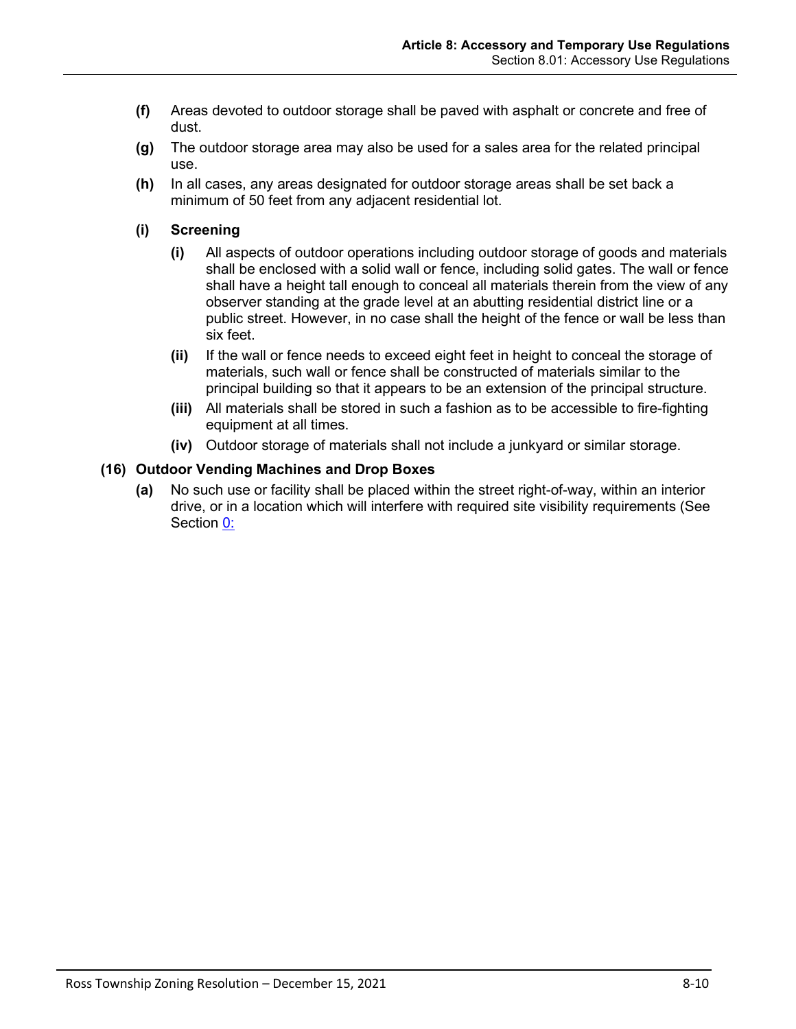- **(f)** Areas devoted to outdoor storage shall be paved with asphalt or concrete and free of dust.
- **(g)** The outdoor storage area may also be used for a sales area for the related principal use.
- **(h)** In all cases, any areas designated for outdoor storage areas shall be set back a minimum of 50 feet from any adjacent residential lot.
- **(i)** **Screening**
  - **(i)** All aspects of outdoor operations including outdoor storage of goods and materials shall be enclosed with a solid wall or fence, including solid gates. The wall or fence shall have a height tall enough to conceal all materials therein from the view of any observer standing at the grade level at an abutting residential district line or a public street. However, in no case shall the height of the fence or wall be less than six feet.
  - **(ii)** If the wall or fence needs to exceed eight feet in height to conceal the storage of materials, such wall or fence shall be constructed of materials similar to the principal building so that it appears to be an extension of the principal structure.
  - **(iii)** All materials shall be stored in such a fashion as to be accessible to fire-fighting equipment at all times.
  - **(iv)** Outdoor storage of materials shall not include a junkyard or similar storage.

**(16) Outdoor Vending Machines and Drop Boxes**

- **(a)** No such use or facility shall be placed within the street right-of-way, within an interior drive, or in a location which will interfere with required site visibility requirements (See Section 0: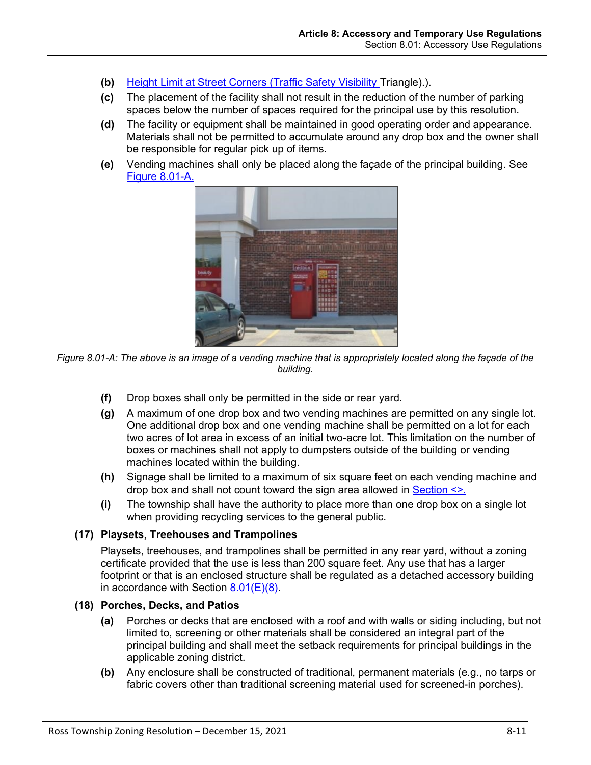- **(b)** Height Limit at Street Corners (Traffic Safety Visibility Triangle).).
- **(c)** The placement of the facility shall not result in the reduction of the number of parking spaces below the number of spaces required for the principal use by this resolution.
- **(d)** The facility or equipment shall be maintained in good operating order and appearance. Materials shall not be permitted to accumulate around any drop box and the owner shall be responsible for regular pick up of items.
- **(e)** Vending machines shall only be placed along the façade of the principal building. See Figure 8.01-A.

*Figure 8.01-A: The above is an image of a vending machine that is appropriately located along the façade of the building.*

- **(f)** Drop boxes shall only be permitted in the side or rear yard.
- **(g)** A maximum of one drop box and two vending machines are permitted on any single lot. One additional drop box and one vending machine shall be permitted on a lot for each two acres of lot area in excess of an initial two-acre lot. This limitation on the number of boxes or machines shall not apply to dumpsters outside of the building or vending machines located within the building.
- **(h)** Signage shall be limited to a maximum of six square feet on each vending machine and drop box and shall not count toward the sign area allowed in Section <>.
- **(i)** The township shall have the authority to place more than one drop box on a single lot when providing recycling services to the general public.

**(17) Playsets, Treehouses and Trampolines**

Playsets, treehouses, and trampolines shall be permitted in any rear yard, without a zoning certificate provided that the use is less than 200 square feet. Any use that has a larger footprint or that is an enclosed structure shall be regulated as a detached accessory building in accordance with Section 8.01(E)(8).

**(18) Porches, Decks, and Patios**

- **(a)** Porches or decks that are enclosed with a roof and with walls or siding including, but not limited to, screening or other materials shall be considered an integral part of the principal building and shall meet the setback requirements for principal buildings in the applicable zoning district.
- **(b)** Any enclosure shall be constructed of traditional, permanent materials (e.g., no tarps or fabric covers other than traditional screening material used for screened-in porches).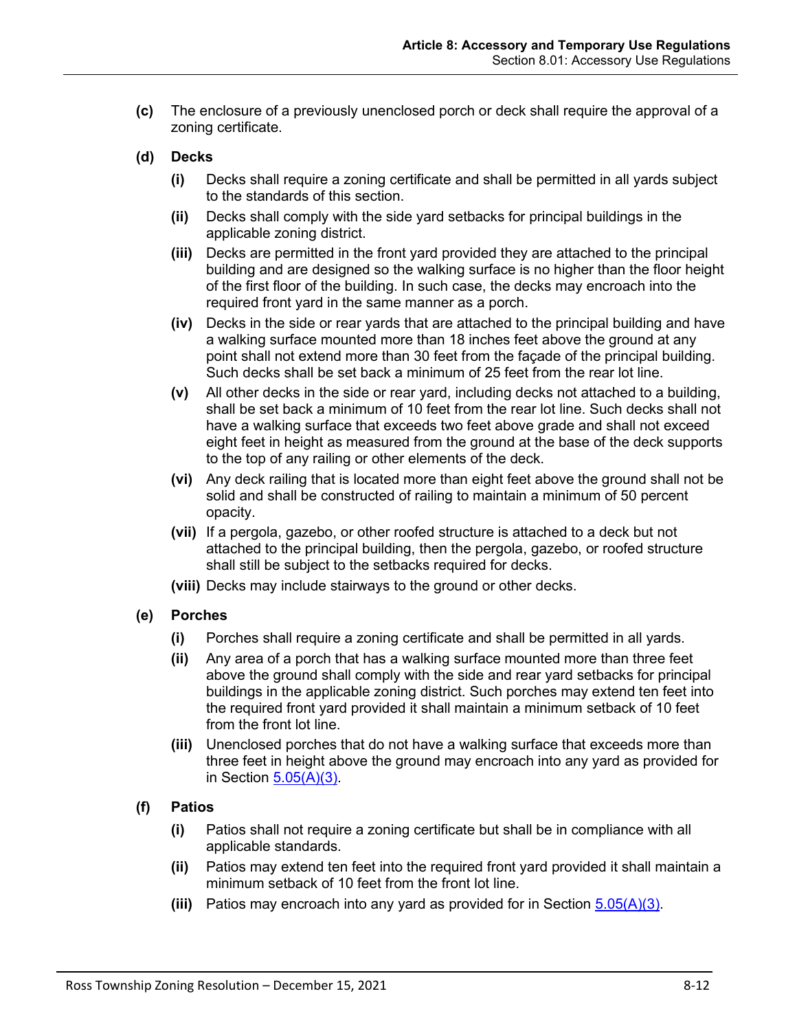**(c)** The enclosure of a previously unenclosed porch or deck shall require the approval of a zoning certificate.

**(d) Decks**

- **(i)** Decks shall require a zoning certificate and shall be permitted in all yards subject to the standards of this section.
- **(ii)** Decks shall comply with the side yard setbacks for principal buildings in the applicable zoning district.
- **(iii)** Decks are permitted in the front yard provided they are attached to the principal building and are designed so the walking surface is no higher than the floor height of the first floor of the building. In such case, the decks may encroach into the required front yard in the same manner as a porch.
- **(iv)** Decks in the side or rear yards that are attached to the principal building and have a walking surface mounted more than 18 inches feet above the ground at any point shall not extend more than 30 feet from the façade of the principal building. Such decks shall be set back a minimum of 25 feet from the rear lot line.
- **(v)** All other decks in the side or rear yard, including decks not attached to a building, shall be set back a minimum of 10 feet from the rear lot line. Such decks shall not have a walking surface that exceeds two feet above grade and shall not exceed eight feet in height as measured from the ground at the base of the deck supports to the top of any railing or other elements of the deck.
- **(vi)** Any deck railing that is located more than eight feet above the ground shall not be solid and shall be constructed of railing to maintain a minimum of 50 percent opacity.
- **(vii)** If a pergola, gazebo, or other roofed structure is attached to a deck but not attached to the principal building, then the pergola, gazebo, or roofed structure shall still be subject to the setbacks required for decks.
- **(viii)** Decks may include stairways to the ground or other decks.

**(e) Porches**

- **(i)** Porches shall require a zoning certificate and shall be permitted in all yards.
- **(ii)** Any area of a porch that has a walking surface mounted more than three feet above the ground shall comply with the side and rear yard setbacks for principal buildings in the applicable zoning district. Such porches may extend ten feet into the required front yard provided it shall maintain a minimum setback of 10 feet from the front lot line.
- **(iii)** Unenclosed porches that do not have a walking surface that exceeds more than three feet in height above the ground may encroach into any yard as provided for in Section 5.05(A)(3).

**(f) Patios**

- **(i)** Patios shall not require a zoning certificate but shall be in compliance with all applicable standards.
- **(ii)** Patios may extend ten feet into the required front yard provided it shall maintain a minimum setback of 10 feet from the front lot line.
- **(iii)** Patios may encroach into any yard as provided for in Section 5.05(A)(3).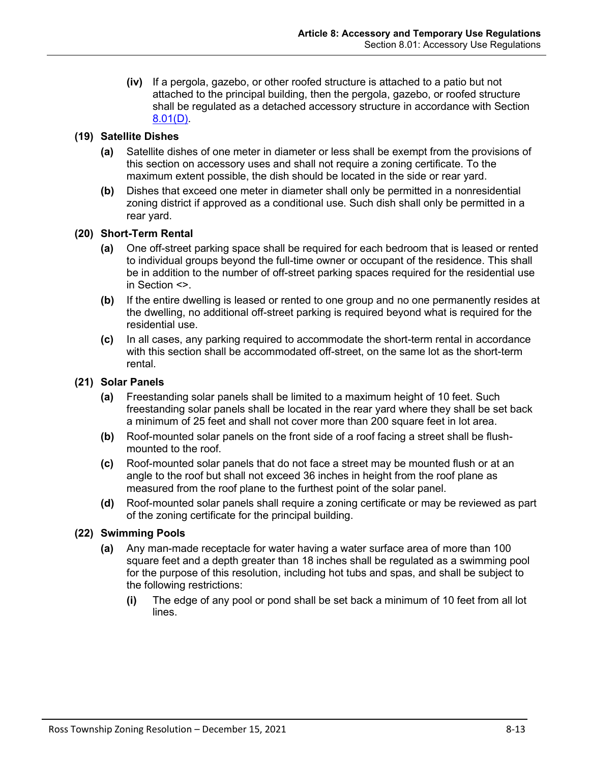(iv) If a pergola, gazebo, or other roofed structure is attached to a patio but not attached to the principal building, then the pergola, gazebo, or roofed structure shall be regulated as a detached accessory structure in accordance with Section 8.01(D).

**(19) Satellite Dishes**

**(a)** Satellite dishes of one meter in diameter or less shall be exempt from the provisions of this section on accessory uses and shall not require a zoning certificate. To the maximum extent possible, the dish should be located in the side or rear yard.

**(b)** Dishes that exceed one meter in diameter shall only be permitted in a nonresidential zoning district if approved as a conditional use. Such dish shall only be permitted in a rear yard.

**(20) Short-Term Rental**

**(a)** One off-street parking space shall be required for each bedroom that is leased or rented to individual groups beyond the full-time owner or occupant of the residence. This shall be in addition to the number of off-street parking spaces required for the residential use in Section <>.

**(b)** If the entire dwelling is leased or rented to one group and no one permanently resides at the dwelling, no additional off-street parking is required beyond what is required for the residential use.

**(c)** In all cases, any parking required to accommodate the short-term rental in accordance with this section shall be accommodated off-street, on the same lot as the short-term rental.

**(21) Solar Panels**

**(a)** Freestanding solar panels shall be limited to a maximum height of 10 feet. Such freestanding solar panels shall be located in the rear yard where they shall be set back a minimum of 25 feet and shall not cover more than 200 square feet in lot area.

**(b)** Roof-mounted solar panels on the front side of a roof facing a street shall be flush-mounted to the roof.

**(c)** Roof-mounted solar panels that do not face a street may be mounted flush or at an angle to the roof but shall not exceed 36 inches in height from the roof plane as measured from the roof plane to the furthest point of the solar panel.

**(d)** Roof-mounted solar panels shall require a zoning certificate or may be reviewed as part of the zoning certificate for the principal building.

**(22) Swimming Pools**

**(a)** Any man-made receptacle for water having a water surface area of more than 100 square feet and a depth greater than 18 inches shall be regulated as a swimming pool for the purpose of this resolution, including hot tubs and spas, and shall be subject to the following restrictions:

**(i)** The edge of any pool or pond shall be set back a minimum of 10 feet from all lot lines.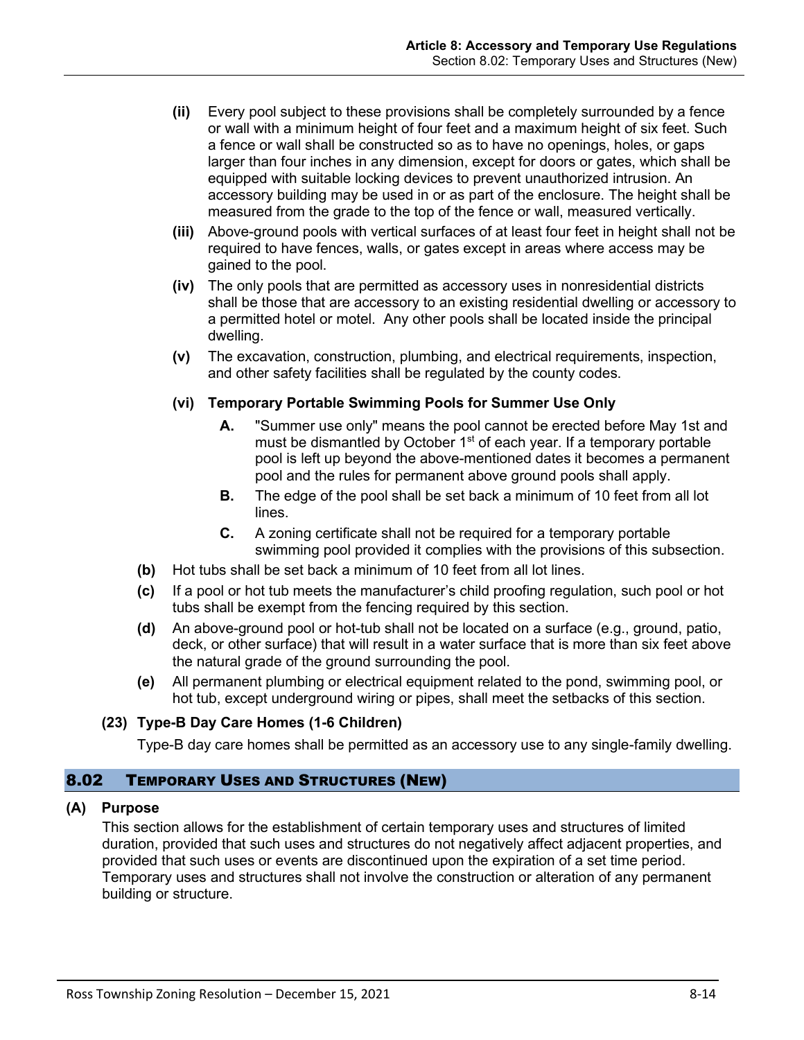- **(ii)** Every pool subject to these provisions shall be completely surrounded by a fence or wall with a minimum height of four feet and a maximum height of six feet. Such a fence or wall shall be constructed so as to have no openings, holes, or gaps larger than four inches in any dimension, except for doors or gates, which shall be equipped with suitable locking devices to prevent unauthorized intrusion. An accessory building may be used in or as part of the enclosure. The height shall be measured from the grade to the top of the fence or wall, measured vertically.
- **(iii)** Above-ground pools with vertical surfaces of at least four feet in height shall not be required to have fences, walls, or gates except in areas where access may be gained to the pool.
- **(iv)** The only pools that are permitted as accessory uses in nonresidential districts shall be those that are accessory to an existing residential dwelling or accessory to a permitted hotel or motel. Any other pools shall be located inside the principal dwelling.
- **(v)** The excavation, construction, plumbing, and electrical requirements, inspection, and other safety facilities shall be regulated by the county codes.
- **(vi) Temporary Portable Swimming Pools for Summer Use Only**
  - **A.** "Summer use only" means the pool cannot be erected before May 1st and must be dismantled by October 1st of each year. If a temporary portable pool is left up beyond the above-mentioned dates it becomes a permanent pool and the rules for permanent above ground pools shall apply.
  - **B.** The edge of the pool shall be set back a minimum of 10 feet from all lot lines.
  - **C.** A zoning certificate shall not be required for a temporary portable swimming pool provided it complies with the provisions of this subsection.

**(b)** Hot tubs shall be set back a minimum of 10 feet from all lot lines.

**(c)** If a pool or hot tub meets the manufacturer's child proofing regulation, such pool or hot tubs shall be exempt from the fencing required by this section.

**(d)** An above-ground pool or hot-tub shall not be located on a surface (e.g., ground, patio, deck, or other surface) that will result in a water surface that is more than six feet above the natural grade of the ground surrounding the pool.

**(e)** All permanent plumbing or electrical equipment related to the pond, swimming pool, or hot tub, except underground wiring or pipes, shall meet the setbacks of this section.

**(23) Type-B Day Care Homes (1-6 Children)**

Type-B day care homes shall be permitted as an accessory use to any single-family dwelling.

## 8.02 Temporary Uses and Structures (New)

**(A) Purpose**

This section allows for the establishment of certain temporary uses and structures of limited duration, provided that such uses and structures do not negatively affect adjacent properties, and provided that such uses or events are discontinued upon the expiration of a set time period. Temporary uses and structures shall not involve the construction or alteration of any permanent building or structure.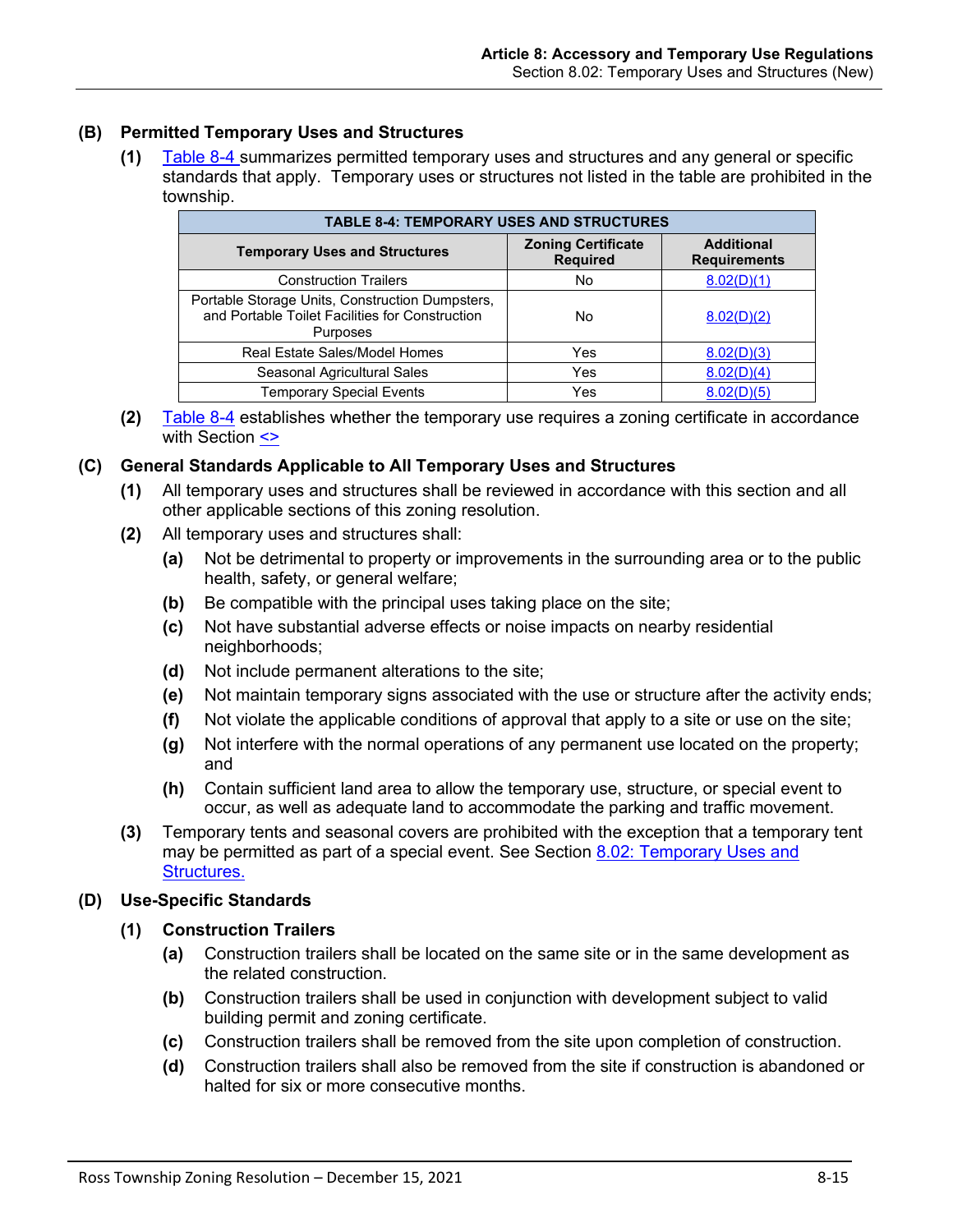### (B) Permitted Temporary Uses and Structures

**(1)** Table 8-4 summarizes permitted temporary uses and structures and any general or specific standards that apply. Temporary uses or structures not listed in the table are prohibited in the township.

| TABLE 8-4: TEMPORARY USES AND STRUCTURES | | |
|---|---|---|
| **Temporary Uses and Structures** | **Zoning Certificate Required** | **Additional Requirements** |
| Construction Trailers | No | 8.02(D)(1) |
| Portable Storage Units, Construction Dumpsters, and Portable Toilet Facilities for Construction Purposes | No | 8.02(D)(2) |
| Real Estate Sales/Model Homes | Yes | 8.02(D)(3) |
| Seasonal Agricultural Sales | Yes | 8.02(D)(4) |
| Temporary Special Events | Yes | 8.02(D)(5) |

**(2)** Table 8-4 establishes whether the temporary use requires a zoning certificate in accordance with Section <>

### (C) General Standards Applicable to All Temporary Uses and Structures

**(1)** All temporary uses and structures shall be reviewed in accordance with this section and all other applicable sections of this zoning resolution.

**(2)** All temporary uses and structures shall:

- **(a)** Not be detrimental to property or improvements in the surrounding area or to the public health, safety, or general welfare;
- **(b)** Be compatible with the principal uses taking place on the site;
- **(c)** Not have substantial adverse effects or noise impacts on nearby residential neighborhoods;
- **(d)** Not include permanent alterations to the site;
- **(e)** Not maintain temporary signs associated with the use or structure after the activity ends;
- **(f)** Not violate the applicable conditions of approval that apply to a site or use on the site;
- **(g)** Not interfere with the normal operations of any permanent use located on the property; and
- **(h)** Contain sufficient land area to allow the temporary use, structure, or special event to occur, as well as adequate land to accommodate the parking and traffic movement.

**(3)** Temporary tents and seasonal covers are prohibited with the exception that a temporary tent may be permitted as part of a special event. See Section 8.02: Temporary Uses and Structures.

### (D) Use-Specific Standards

#### (1) Construction Trailers

- **(a)** Construction trailers shall be located on the same site or in the same development as the related construction.
- **(b)** Construction trailers shall be used in conjunction with development subject to valid building permit and zoning certificate.
- **(c)** Construction trailers shall be removed from the site upon completion of construction.
- **(d)** Construction trailers shall also be removed from the site if construction is abandoned or halted for six or more consecutive months.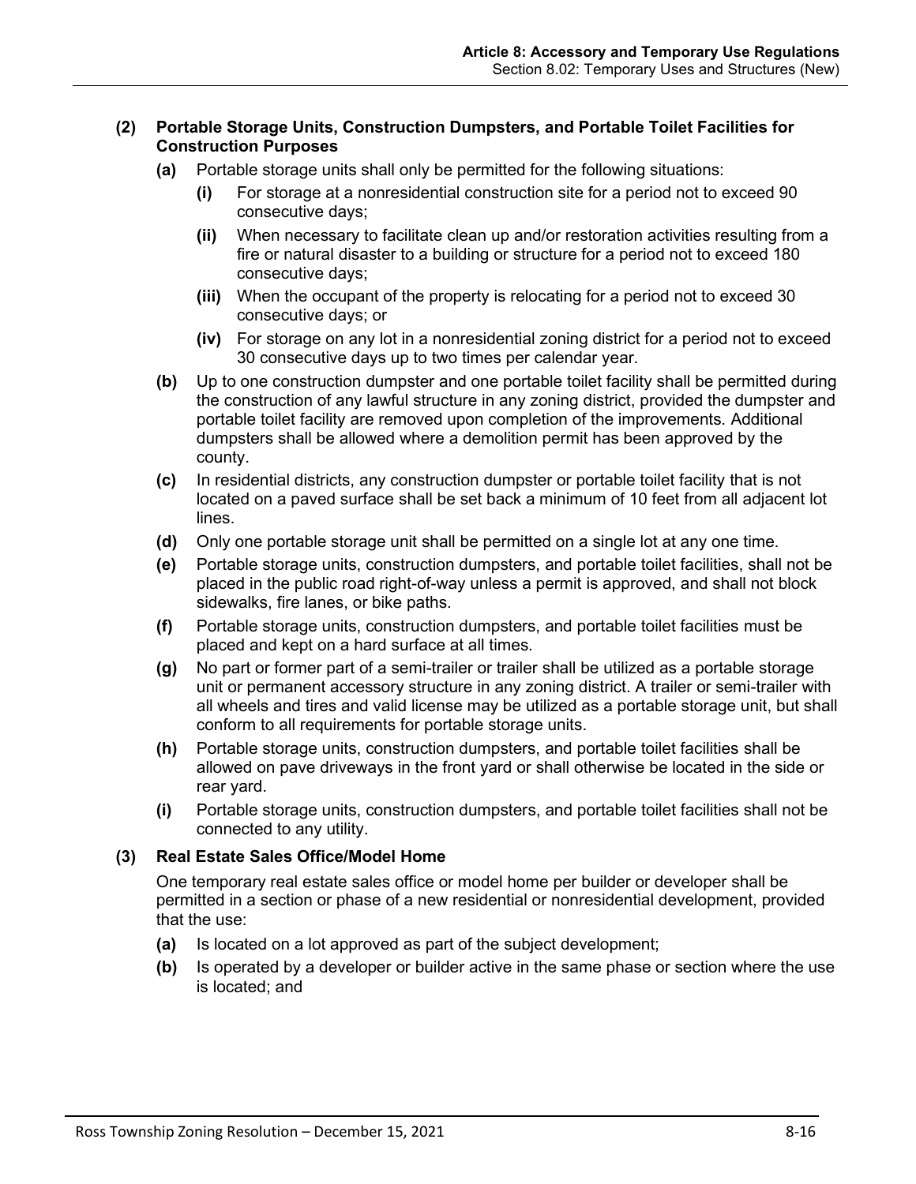**(2) Portable Storage Units, Construction Dumpsters, and Portable Toilet Facilities for Construction Purposes**

**(a)** Portable storage units shall only be permitted for the following situations:

**(i)** For storage at a nonresidential construction site for a period not to exceed 90 consecutive days;

**(ii)** When necessary to facilitate clean up and/or restoration activities resulting from a fire or natural disaster to a building or structure for a period not to exceed 180 consecutive days;

**(iii)** When the occupant of the property is relocating for a period not to exceed 30 consecutive days; or

**(iv)** For storage on any lot in a nonresidential zoning district for a period not to exceed 30 consecutive days up to two times per calendar year.

**(b)** Up to one construction dumpster and one portable toilet facility shall be permitted during the construction of any lawful structure in any zoning district, provided the dumpster and portable toilet facility are removed upon completion of the improvements. Additional dumpsters shall be allowed where a demolition permit has been approved by the county.

**(c)** In residential districts, any construction dumpster or portable toilet facility that is not located on a paved surface shall be set back a minimum of 10 feet from all adjacent lot lines.

**(d)** Only one portable storage unit shall be permitted on a single lot at any one time.

**(e)** Portable storage units, construction dumpsters, and portable toilet facilities, shall not be placed in the public road right-of-way unless a permit is approved, and shall not block sidewalks, fire lanes, or bike paths.

**(f)** Portable storage units, construction dumpsters, and portable toilet facilities must be placed and kept on a hard surface at all times.

**(g)** No part or former part of a semi-trailer or trailer shall be utilized as a portable storage unit or permanent accessory structure in any zoning district. A trailer or semi-trailer with all wheels and tires and valid license may be utilized as a portable storage unit, but shall conform to all requirements for portable storage units.

**(h)** Portable storage units, construction dumpsters, and portable toilet facilities shall be allowed on pave driveways in the front yard or shall otherwise be located in the side or rear yard.

**(i)** Portable storage units, construction dumpsters, and portable toilet facilities shall not be connected to any utility.

**(3) Real Estate Sales Office/Model Home**

One temporary real estate sales office or model home per builder or developer shall be permitted in a section or phase of a new residential or nonresidential development, provided that the use:

**(a)** Is located on a lot approved as part of the subject development;

**(b)** Is operated by a developer or builder active in the same phase or section where the use is located; and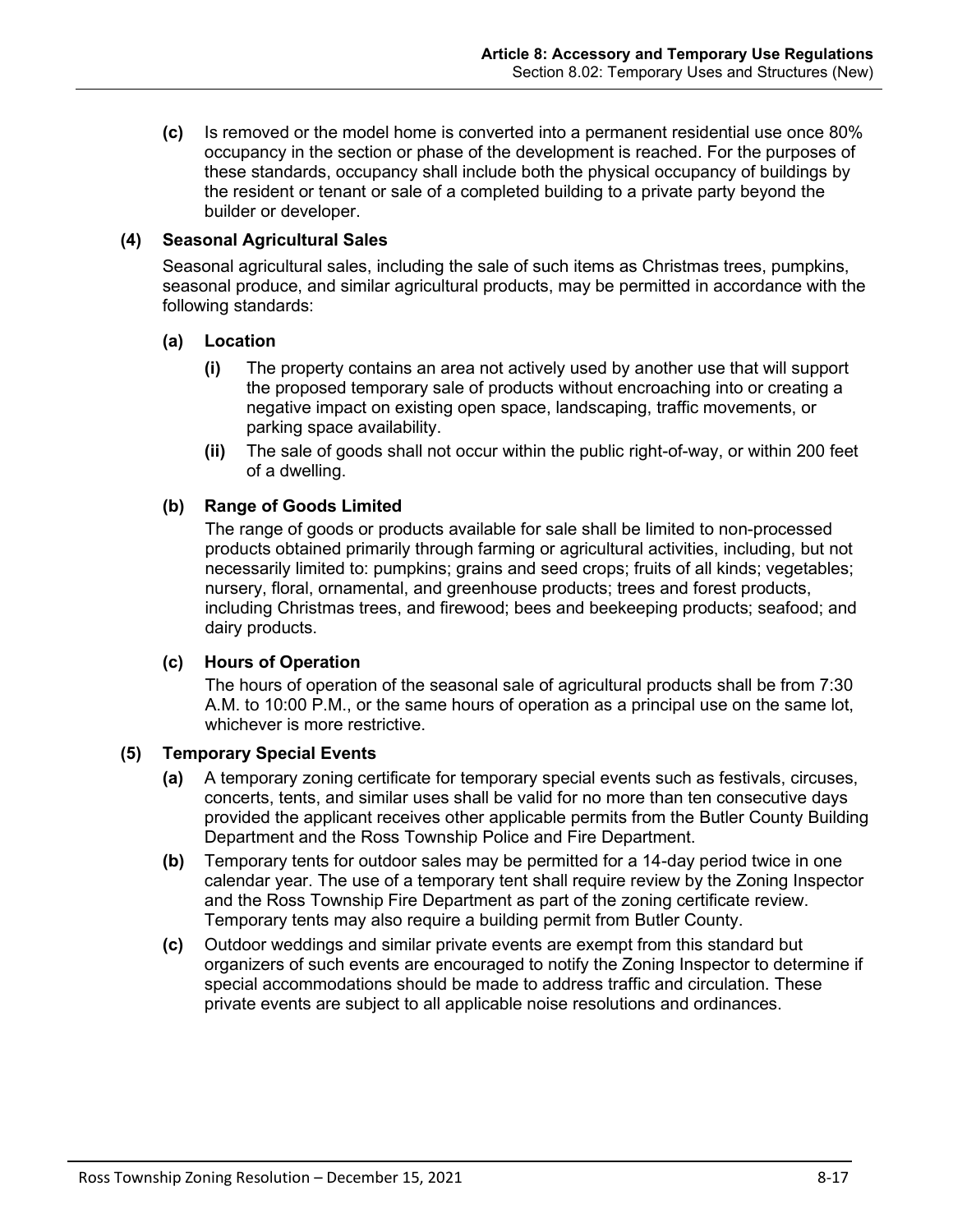**(c)** Is removed or the model home is converted into a permanent residential use once 80% occupancy in the section or phase of the development is reached. For the purposes of these standards, occupancy shall include both the physical occupancy of buildings by the resident or tenant or sale of a completed building to a private party beyond the builder or developer.

**(4) Seasonal Agricultural Sales**

Seasonal agricultural sales, including the sale of such items as Christmas trees, pumpkins, seasonal produce, and similar agricultural products, may be permitted in accordance with the following standards:

**(a) Location**

**(i)** The property contains an area not actively used by another use that will support the proposed temporary sale of products without encroaching into or creating a negative impact on existing open space, landscaping, traffic movements, or parking space availability.

**(ii)** The sale of goods shall not occur within the public right-of-way, or within 200 feet of a dwelling.

**(b) Range of Goods Limited**

The range of goods or products available for sale shall be limited to non-processed products obtained primarily through farming or agricultural activities, including, but not necessarily limited to: pumpkins; grains and seed crops; fruits of all kinds; vegetables; nursery, floral, ornamental, and greenhouse products; trees and forest products, including Christmas trees, and firewood; bees and beekeeping products; seafood; and dairy products.

**(c) Hours of Operation**

The hours of operation of the seasonal sale of agricultural products shall be from 7:30 A.M. to 10:00 P.M., or the same hours of operation as a principal use on the same lot, whichever is more restrictive.

**(5) Temporary Special Events**

**(a)** A temporary zoning certificate for temporary special events such as festivals, circuses, concerts, tents, and similar uses shall be valid for no more than ten consecutive days provided the applicant receives other applicable permits from the Butler County Building Department and the Ross Township Police and Fire Department.

**(b)** Temporary tents for outdoor sales may be permitted for a 14-day period twice in one calendar year. The use of a temporary tent shall require review by the Zoning Inspector and the Ross Township Fire Department as part of the zoning certificate review. Temporary tents may also require a building permit from Butler County.

**(c)** Outdoor weddings and similar private events are exempt from this standard but organizers of such events are encouraged to notify the Zoning Inspector to determine if special accommodations should be made to address traffic and circulation. These private events are subject to all applicable noise resolutions and ordinances.